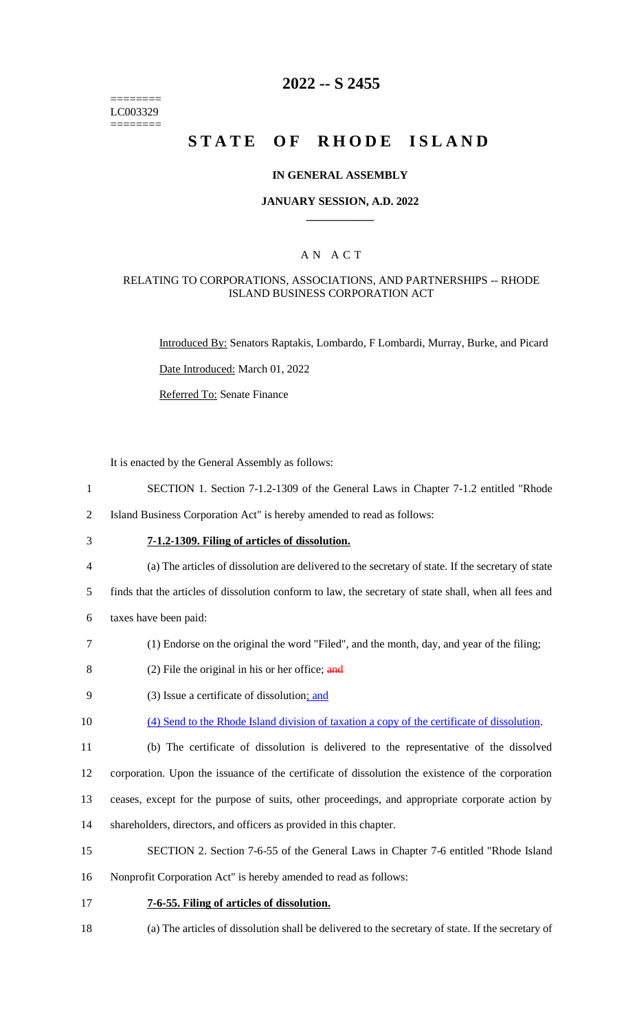========
LC003329
========

# 2022 -- S 2455

# STATE OF RHODE ISLAND

## IN GENERAL ASSEMBLY

### JANUARY SESSION, A.D. 2022

### AN ACT

RELATING TO CORPORATIONS, ASSOCIATIONS, AND PARTNERSHIPS -- RHODE ISLAND BUSINESS CORPORATION ACT

Introduced By: Senators Raptakis, Lombardo, F Lombardi, Murray, Burke, and Picard

Date Introduced: March 01, 2022

Referred To: Senate Finance

It is enacted by the General Assembly as follows:

1 SECTION 1. Section 7-1.2-1309 of the General Laws in Chapter 7-1.2 entitled "Rhode
2 Island Business Corporation Act" is hereby amended to read as follows:

3 **7-1.2-1309. Filing of articles of dissolution.**

4 (a) The articles of dissolution are delivered to the secretary of state. If the secretary of state
5 finds that the articles of dissolution conform to law, the secretary of state shall, when all fees and
6 taxes have been paid:

7 (1) Endorse on the original the word "Filed", and the month, day, and year of the filing;

8 (2) File the original in his or her office; ~~and~~

9 (3) Issue a certificate of dissolution; and

10 (4) Send to the Rhode Island division of taxation a copy of the certificate of dissolution.

11 (b) The certificate of dissolution is delivered to the representative of the dissolved
12 corporation. Upon the issuance of the certificate of dissolution the existence of the corporation
13 ceases, except for the purpose of suits, other proceedings, and appropriate corporate action by
14 shareholders, directors, and officers as provided in this chapter.

15 SECTION 2. Section 7-6-55 of the General Laws in Chapter 7-6 entitled "Rhode Island
16 Nonprofit Corporation Act" is hereby amended to read as follows:

17 **7-6-55. Filing of articles of dissolution.**

18 (a) The articles of dissolution shall be delivered to the secretary of state. If the secretary of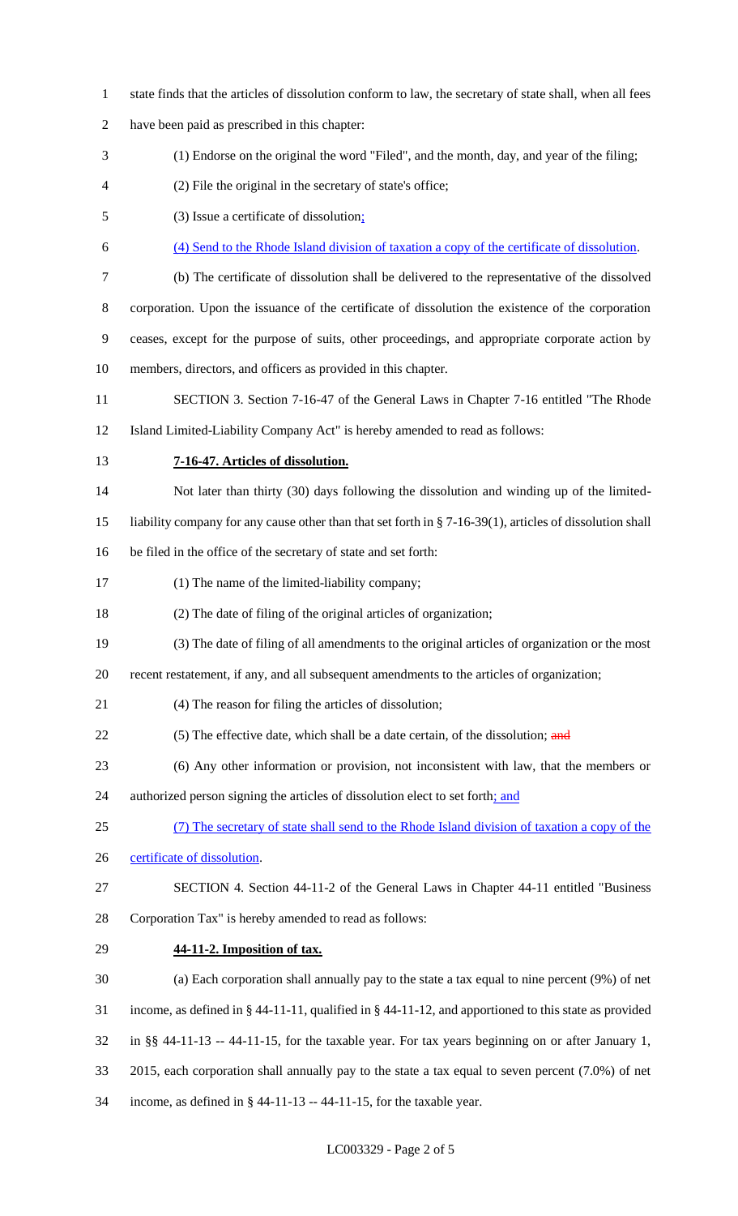state finds that the articles of dissolution conform to law, the secretary of state shall, when all fees have been paid as prescribed in this chapter:

(1) Endorse on the original the word "Filed", and the month, day, and year of the filing;

(2) File the original in the secretary of state's office;

(3) Issue a certificate of dissolution;

(4) Send to the Rhode Island division of taxation a copy of the certificate of dissolution.

(b) The certificate of dissolution shall be delivered to the representative of the dissolved corporation. Upon the issuance of the certificate of dissolution the existence of the corporation ceases, except for the purpose of suits, other proceedings, and appropriate corporate action by members, directors, and officers as provided in this chapter.

SECTION 3. Section 7-16-47 of the General Laws in Chapter 7-16 entitled "The Rhode Island Limited-Liability Company Act" is hereby amended to read as follows:

**7-16-47. Articles of dissolution.**

Not later than thirty (30) days following the dissolution and winding up of the limited-liability company for any cause other than that set forth in § 7-16-39(1), articles of dissolution shall be filed in the office of the secretary of state and set forth:

(1) The name of the limited-liability company;

(2) The date of filing of the original articles of organization;

(3) The date of filing of all amendments to the original articles of organization or the most recent restatement, if any, and all subsequent amendments to the articles of organization;

(4) The reason for filing the articles of dissolution;

(5) The effective date, which shall be a date certain, of the dissolution; ~~and~~

(6) Any other information or provision, not inconsistent with law, that the members or authorized person signing the articles of dissolution elect to set forth; and

(7) The secretary of state shall send to the Rhode Island division of taxation a copy of the certificate of dissolution.

SECTION 4. Section 44-11-2 of the General Laws in Chapter 44-11 entitled "Business Corporation Tax" is hereby amended to read as follows:

**44-11-2. Imposition of tax.**

(a) Each corporation shall annually pay to the state a tax equal to nine percent (9%) of net income, as defined in § 44-11-11, qualified in § 44-11-12, and apportioned to this state as provided in §§ 44-11-13 -- 44-11-15, for the taxable year. For tax years beginning on or after January 1, 2015, each corporation shall annually pay to the state a tax equal to seven percent (7.0%) of net income, as defined in § 44-11-13 -- 44-11-15, for the taxable year.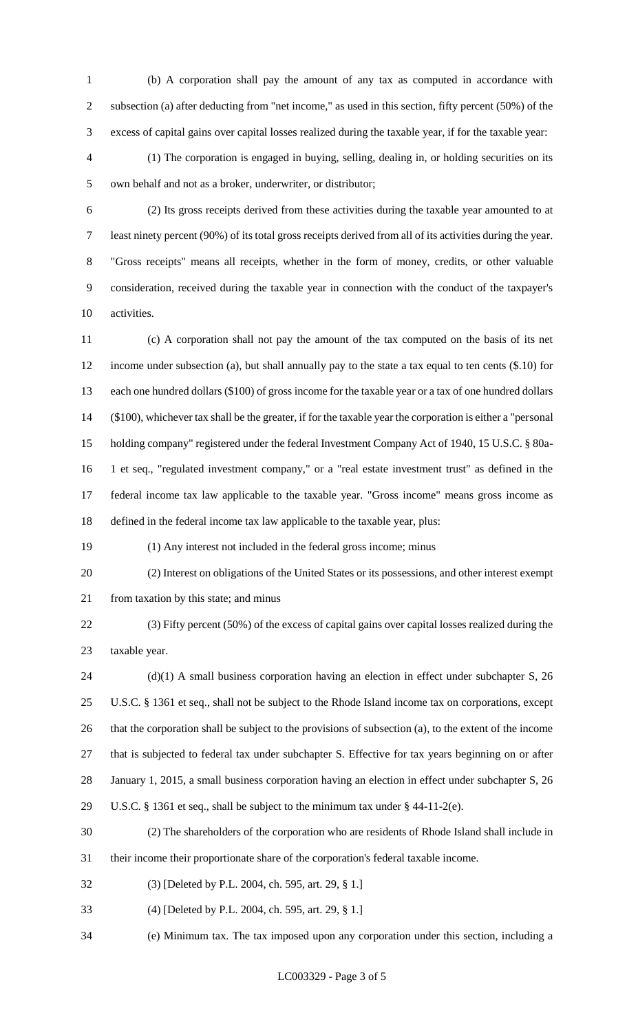(b) A corporation shall pay the amount of any tax as computed in accordance with subsection (a) after deducting from "net income," as used in this section, fifty percent (50%) of the excess of capital gains over capital losses realized during the taxable year, if for the taxable year:

(1) The corporation is engaged in buying, selling, dealing in, or holding securities on its own behalf and not as a broker, underwriter, or distributor;

(2) Its gross receipts derived from these activities during the taxable year amounted to at least ninety percent (90%) of its total gross receipts derived from all of its activities during the year. "Gross receipts" means all receipts, whether in the form of money, credits, or other valuable consideration, received during the taxable year in connection with the conduct of the taxpayer's activities.

(c) A corporation shall not pay the amount of the tax computed on the basis of its net income under subsection (a), but shall annually pay to the state a tax equal to ten cents ($.10) for each one hundred dollars ($100) of gross income for the taxable year or a tax of one hundred dollars ($100), whichever tax shall be the greater, if for the taxable year the corporation is either a "personal holding company" registered under the federal Investment Company Act of 1940, 15 U.S.C. § 80a-1 et seq., "regulated investment company," or a "real estate investment trust" as defined in the federal income tax law applicable to the taxable year. "Gross income" means gross income as defined in the federal income tax law applicable to the taxable year, plus:

(1) Any interest not included in the federal gross income; minus

(2) Interest on obligations of the United States or its possessions, and other interest exempt from taxation by this state; and minus

(3) Fifty percent (50%) of the excess of capital gains over capital losses realized during the taxable year.

(d)(1) A small business corporation having an election in effect under subchapter S, 26 U.S.C. § 1361 et seq., shall not be subject to the Rhode Island income tax on corporations, except that the corporation shall be subject to the provisions of subsection (a), to the extent of the income that is subjected to federal tax under subchapter S. Effective for tax years beginning on or after January 1, 2015, a small business corporation having an election in effect under subchapter S, 26 U.S.C. § 1361 et seq., shall be subject to the minimum tax under § 44-11-2(e).

(2) The shareholders of the corporation who are residents of Rhode Island shall include in their income their proportionate share of the corporation's federal taxable income.

(3) [Deleted by P.L. 2004, ch. 595, art. 29, § 1.]

(4) [Deleted by P.L. 2004, ch. 595, art. 29, § 1.]

(e) Minimum tax. The tax imposed upon any corporation under this section, including a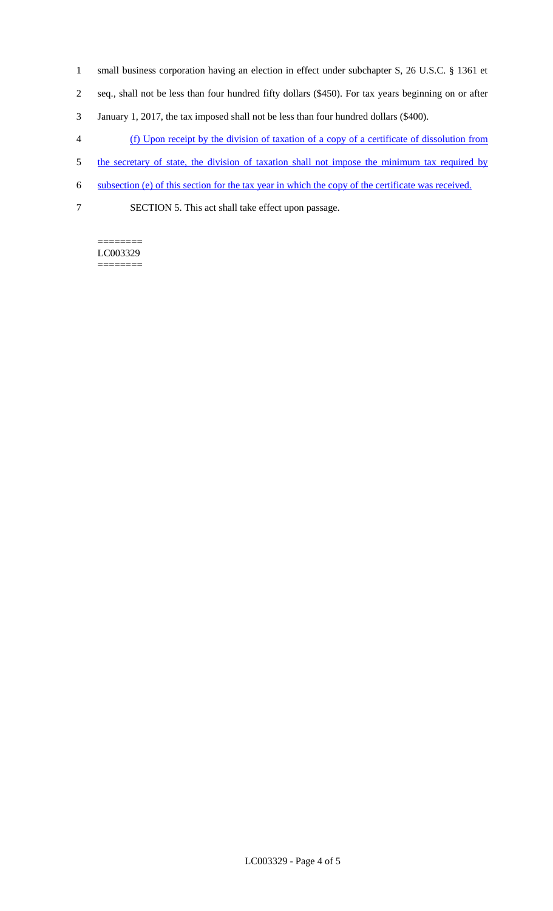small business corporation having an election in effect under subchapter S, 26 U.S.C. § 1361 et seq., shall not be less than four hundred fifty dollars ($450). For tax years beginning on or after January 1, 2017, the tax imposed shall not be less than four hundred dollars ($400).

(f) Upon receipt by the division of taxation of a copy of a certificate of dissolution from the secretary of state, the division of taxation shall not impose the minimum tax required by subsection (e) of this section for the tax year in which the copy of the certificate was received.

SECTION 5. This act shall take effect upon passage.

========
LC003329
========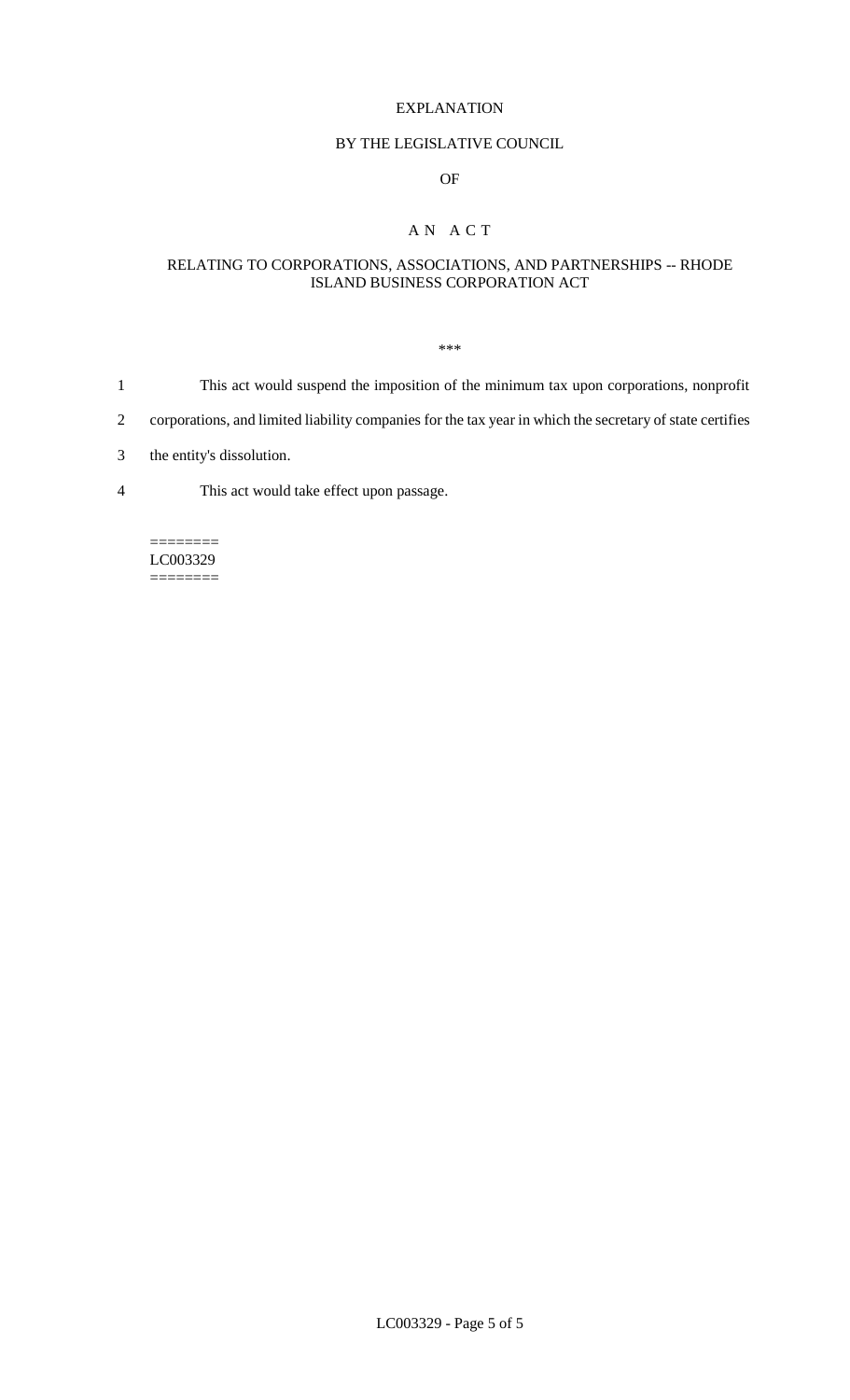EXPLANATION

BY THE LEGISLATIVE COUNCIL

OF

# A N A C T

RELATING TO CORPORATIONS, ASSOCIATIONS, AND PARTNERSHIPS -- RHODE ISLAND BUSINESS CORPORATION ACT

***

1 This act would suspend the imposition of the minimum tax upon corporations, nonprofit
2 corporations, and limited liability companies for the tax year in which the secretary of state certifies
3 the entity's dissolution.
4 This act would take effect upon passage.

========
LC003329
========